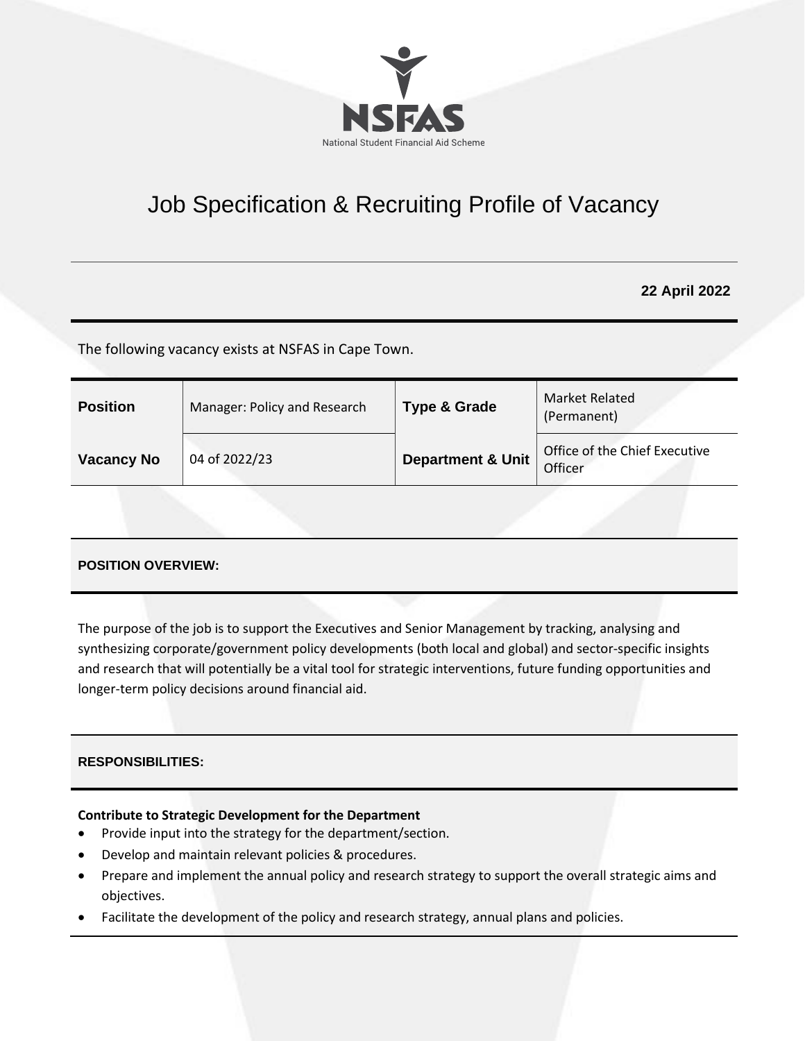NSFAS

National Student Financial Aid Scheme

# Job Specification & Recruiting Profile of Vacancy

**22 April 2022**

The following vacancy exists at NSFAS in Cape Town.

| **Position** | Manager: Policy and Research | **Type & Grade** | Market Related (Permanent) |
|---|---|---|---|
| **Vacancy No** | 04 of 2022/23 | **Department & Unit** | Office of the Chief Executive Officer |

## POSITION OVERVIEW:

The purpose of the job is to support the Executives and Senior Management by tracking, analysing and synthesizing corporate/government policy developments (both local and global) and sector-specific insights and research that will potentially be a vital tool for strategic interventions, future funding opportunities and longer-term policy decisions around financial aid.

## RESPONSIBILITIES:

**Contribute to Strategic Development for the Department**

- Provide input into the strategy for the department/section.
- Develop and maintain relevant policies & procedures.
- Prepare and implement the annual policy and research strategy to support the overall strategic aims and objectives.
- Facilitate the development of the policy and research strategy, annual plans and policies.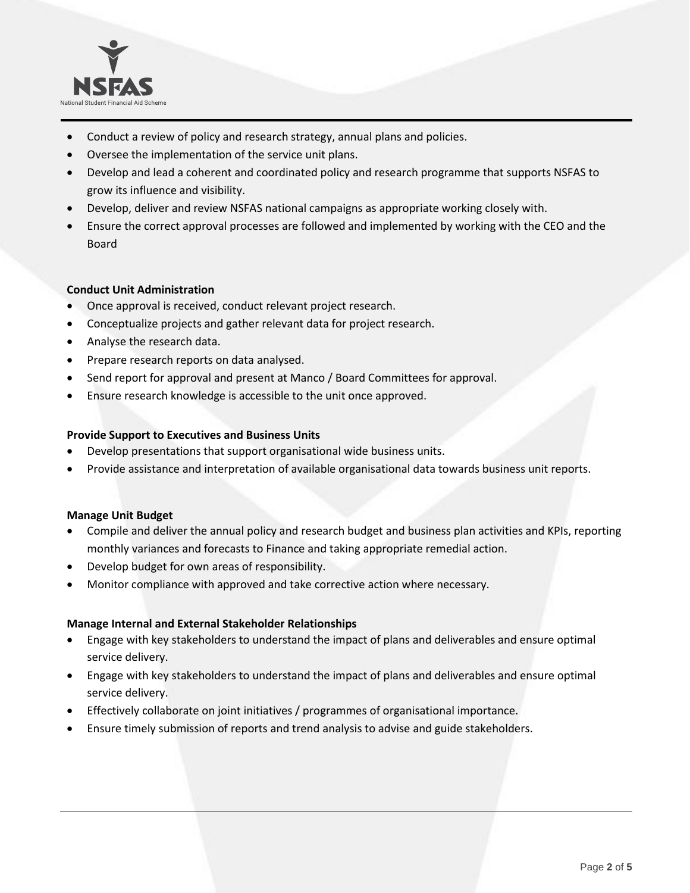- Conduct a review of policy and research strategy, annual plans and policies.
- Oversee the implementation of the service unit plans.
- Develop and lead a coherent and coordinated policy and research programme that supports NSFAS to grow its influence and visibility.
- Develop, deliver and review NSFAS national campaigns as appropriate working closely with.
- Ensure the correct approval processes are followed and implemented by working with the CEO and the Board

**Conduct Unit Administration**

- Once approval is received, conduct relevant project research.
- Conceptualize projects and gather relevant data for project research.
- Analyse the research data.
- Prepare research reports on data analysed.
- Send report for approval and present at Manco / Board Committees for approval.
- Ensure research knowledge is accessible to the unit once approved.

**Provide Support to Executives and Business Units**

- Develop presentations that support organisational wide business units.
- Provide assistance and interpretation of available organisational data towards business unit reports.

**Manage Unit Budget**

- Compile and deliver the annual policy and research budget and business plan activities and KPIs, reporting monthly variances and forecasts to Finance and taking appropriate remedial action.
- Develop budget for own areas of responsibility.
- Monitor compliance with approved and take corrective action where necessary.

**Manage Internal and External Stakeholder Relationships**

- Engage with key stakeholders to understand the impact of plans and deliverables and ensure optimal service delivery.
- Engage with key stakeholders to understand the impact of plans and deliverables and ensure optimal service delivery.
- Effectively collaborate on joint initiatives / programmes of organisational importance.
- Ensure timely submission of reports and trend analysis to advise and guide stakeholders.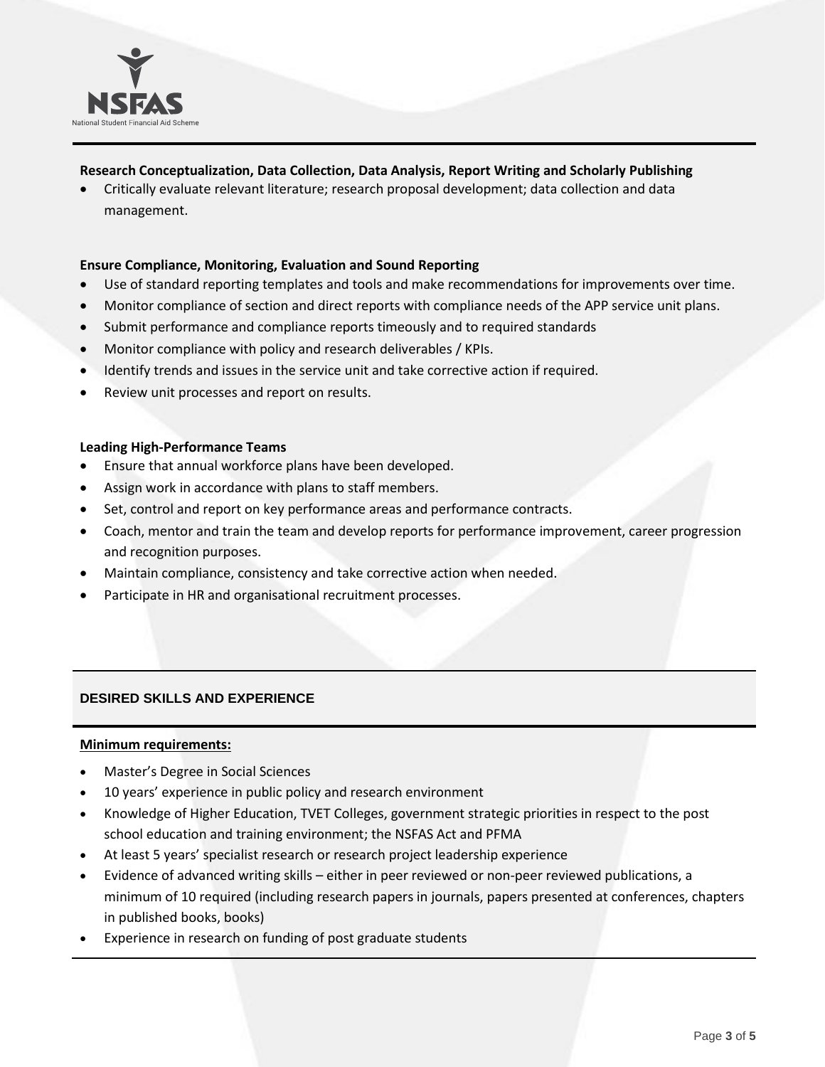**Research Conceptualization, Data Collection, Data Analysis, Report Writing and Scholarly Publishing**

- Critically evaluate relevant literature; research proposal development; data collection and data management.

**Ensure Compliance, Monitoring, Evaluation and Sound Reporting**

- Use of standard reporting templates and tools and make recommendations for improvements over time.
- Monitor compliance of section and direct reports with compliance needs of the APP service unit plans.
- Submit performance and compliance reports timeously and to required standards
- Monitor compliance with policy and research deliverables / KPIs.
- Identify trends and issues in the service unit and take corrective action if required.
- Review unit processes and report on results.

**Leading High-Performance Teams**

- Ensure that annual workforce plans have been developed.
- Assign work in accordance with plans to staff members.
- Set, control and report on key performance areas and performance contracts.
- Coach, mentor and train the team and develop reports for performance improvement, career progression and recognition purposes.
- Maintain compliance, consistency and take corrective action when needed.
- Participate in HR and organisational recruitment processes.

## DESIRED SKILLS AND EXPERIENCE

**Minimum requirements:**

- Master's Degree in Social Sciences
- 10 years' experience in public policy and research environment
- Knowledge of Higher Education, TVET Colleges, government strategic priorities in respect to the post school education and training environment; the NSFAS Act and PFMA
- At least 5 years' specialist research or research project leadership experience
- Evidence of advanced writing skills – either in peer reviewed or non-peer reviewed publications, a minimum of 10 required (including research papers in journals, papers presented at conferences, chapters in published books, books)
- Experience in research on funding of post graduate students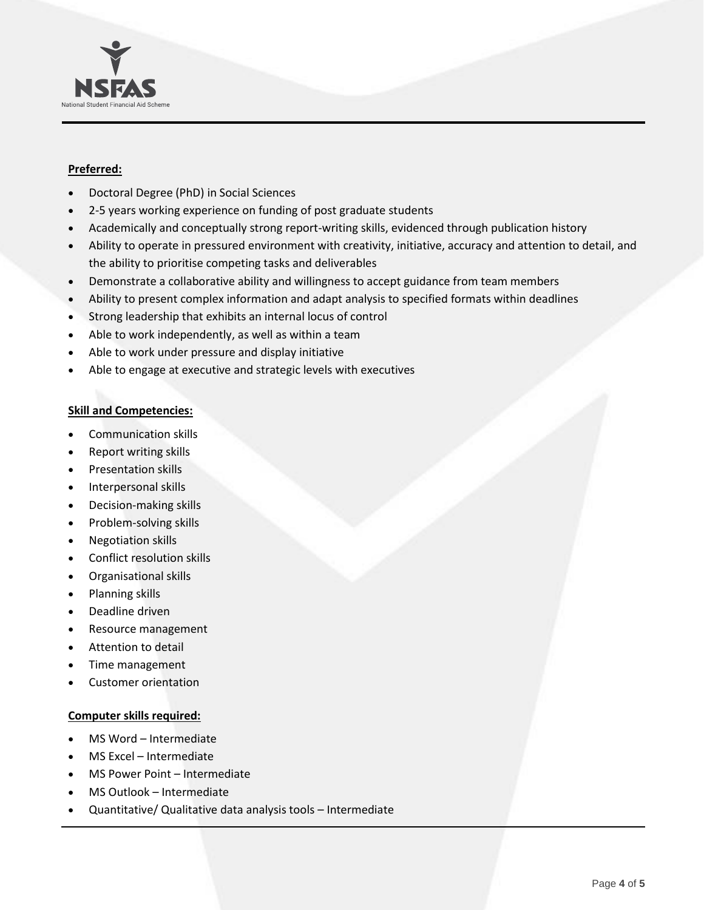**Preferred:**

- Doctoral Degree (PhD) in Social Sciences
- 2-5 years working experience on funding of post graduate students
- Academically and conceptually strong report-writing skills, evidenced through publication history
- Ability to operate in pressured environment with creativity, initiative, accuracy and attention to detail, and the ability to prioritise competing tasks and deliverables
- Demonstrate a collaborative ability and willingness to accept guidance from team members
- Ability to present complex information and adapt analysis to specified formats within deadlines
- Strong leadership that exhibits an internal locus of control
- Able to work independently, as well as within a team
- Able to work under pressure and display initiative
- Able to engage at executive and strategic levels with executives

**Skill and Competencies:**

- Communication skills
- Report writing skills
- Presentation skills
- Interpersonal skills
- Decision-making skills
- Problem-solving skills
- Negotiation skills
- Conflict resolution skills
- Organisational skills
- Planning skills
- Deadline driven
- Resource management
- Attention to detail
- Time management
- Customer orientation

**Computer skills required:**

- MS Word – Intermediate
- MS Excel – Intermediate
- MS Power Point – Intermediate
- MS Outlook – Intermediate
- Quantitative/ Qualitative data analysis tools – Intermediate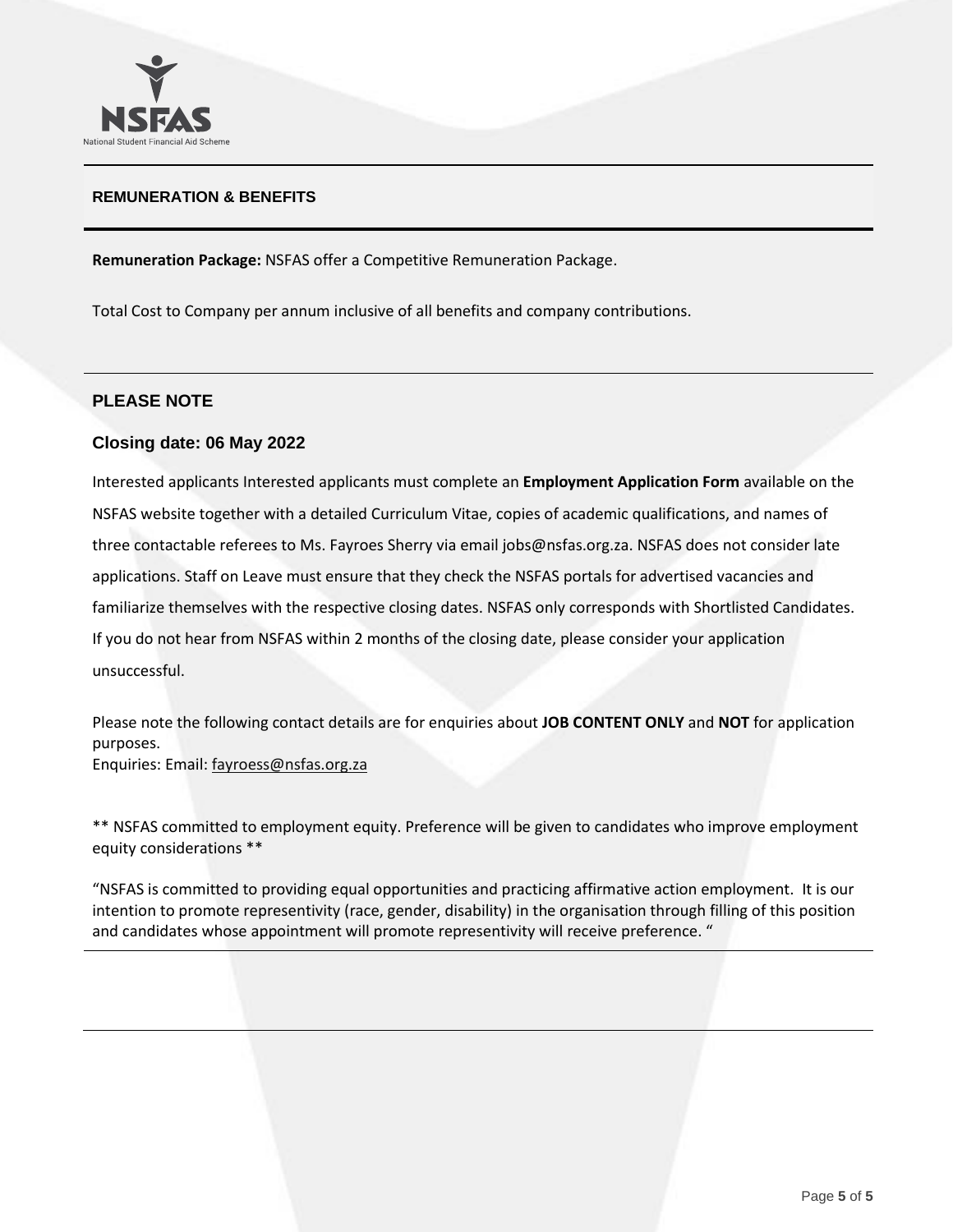## REMUNERATION & BENEFITS

**Remuneration Package:** NSFAS offer a Competitive Remuneration Package.

Total Cost to Company per annum inclusive of all benefits and company contributions.

## PLEASE NOTE

### Closing date: 06 May 2022

Interested applicants Interested applicants must complete an **Employment Application Form** available on the NSFAS website together with a detailed Curriculum Vitae, copies of academic qualifications, and names of three contactable referees to Ms. Fayroes Sherry via email jobs@nsfas.org.za. NSFAS does not consider late applications. Staff on Leave must ensure that they check the NSFAS portals for advertised vacancies and familiarize themselves with the respective closing dates. NSFAS only corresponds with Shortlisted Candidates. If you do not hear from NSFAS within 2 months of the closing date, please consider your application unsuccessful.

Please note the following contact details are for enquiries about **JOB CONTENT ONLY** and **NOT** for application purposes.
Enquiries: Email: fayroess@nsfas.org.za

** NSFAS committed to employment equity. Preference will be given to candidates who improve employment equity considerations **

"NSFAS is committed to providing equal opportunities and practicing affirmative action employment. It is our intention to promote representivity (race, gender, disability) in the organisation through filling of this position and candidates whose appointment will promote representivity will receive preference. "